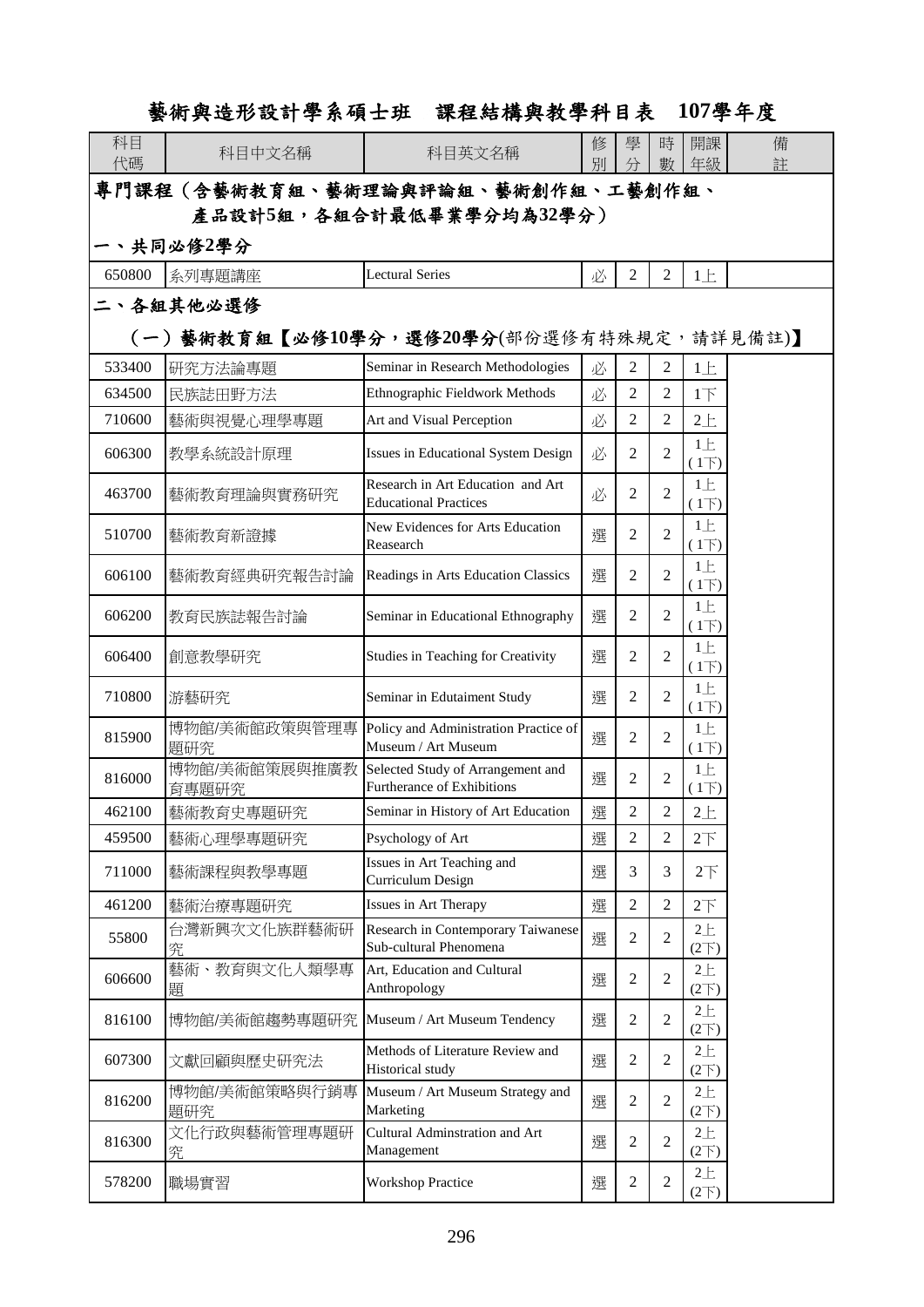# 藝術與造形設計學系碩士班　課程結構與教學科目表　107學年度

| 科目代碼 | 科目中文名稱 | 科目英文名稱 | 修別 | 學分 | 時數 | 開課年級 | 備註 |
|---|---|---|---|---|---|---|---|
| **專門課程（含藝術教育組、藝術理論與評論組、藝術創作組、工藝創作組、產品設計5組，各組合計最低畢業學分均為32學分）** | | | | | | | |
| **一、共同必修2學分** | | | | | | | |
| 650800 | 系列專題講座 | Lectural Series | 必 | 2 | 2 | 1上 | |
| **二、各組其他必選修** | | | | | | | |
| **（一）藝術教育組【必修10學分，選修20學分**(部份選修有特殊規定，請詳見備註)**】** | | | | | | | |
| 533400 | 研究方法論專題 | Seminar in Research Methodologies | 必 | 2 | 2 | 1上 | |
| 634500 | 民族誌田野方法 | Ethnographic Fieldwork Methods | 必 | 2 | 2 | 1下 | |
| 710600 | 藝術與視覺心理學專題 | Art and Visual Perception | 必 | 2 | 2 | 2上 | |
| 606300 | 教學系統設計原理 | Issues in Educational System Design | 必 | 2 | 2 | 1上(1下) | |
| 463700 | 藝術教育理論與實務研究 | Research in Art Education and Art Educational Practices | 必 | 2 | 2 | 1上(1下) | |
| 510700 | 藝術教育新證據 | New Evidences for Arts Education Reasearch | 選 | 2 | 2 | 1上(1下) | |
| 606100 | 藝術教育經典研究報告討論 | Readings in Arts Education Classics | 選 | 2 | 2 | 1上(1下) | |
| 606200 | 教育民族誌報告討論 | Seminar in Educational Ethnography | 選 | 2 | 2 | 1上(1下) | |
| 606400 | 創意教學研究 | Studies in Teaching for Creativity | 選 | 2 | 2 | 1上(1下) | |
| 710800 | 游藝研究 | Seminar in Edutaiment Study | 選 | 2 | 2 | 1上(1下) | |
| 815900 | 博物館/美術館政策與管理專題研究 | Policy and Administration Practice of Museum / Art Museum | 選 | 2 | 2 | 1上(1下) | |
| 816000 | 博物館/美術館策展與推廣教育專題研究 | Selected Study of Arrangement and Furtherance of Exhibitions | 選 | 2 | 2 | 1上(1下) | |
| 462100 | 藝術教育史專題研究 | Seminar in History of Art Education | 選 | 2 | 2 | 2上 | |
| 459500 | 藝術心理學專題研究 | Psychology of Art | 選 | 2 | 2 | 2下 | |
| 711000 | 藝術課程與教學專題 | Issues in Art Teaching and Curriculum Design | 選 | 3 | 3 | 2下 | |
| 461200 | 藝術治療專題研究 | Issues in Art Therapy | 選 | 2 | 2 | 2下 | |
| 55800 | 台灣新興次文化族群藝術研究 | Research in Contemporary Taiwanese Sub-cultural Phenomena | 選 | 2 | 2 | 2上(2下) | |
| 606600 | 藝術、教育與文化人類學專題 | Art, Education and Cultural Anthropology | 選 | 2 | 2 | 2上(2下) | |
| 816100 | 博物館/美術館趨勢專題研究 | Museum / Art Museum Tendency | 選 | 2 | 2 | 2上(2下) | |
| 607300 | 文獻回顧與歷史研究法 | Methods of Literature Review and Historical study | 選 | 2 | 2 | 2上(2下) | |
| 816200 | 博物館/美術館策略與行銷專題研究 | Museum / Art Museum Strategy and Marketing | 選 | 2 | 2 | 2上(2下) | |
| 816300 | 文化行政與藝術管理專題研究 | Cultural Adminstration and Art Management | 選 | 2 | 2 | 2上(2下) | |
| 578200 | 職場實習 | Workshop Practice | 選 | 2 | 2 | 2上(2下) | |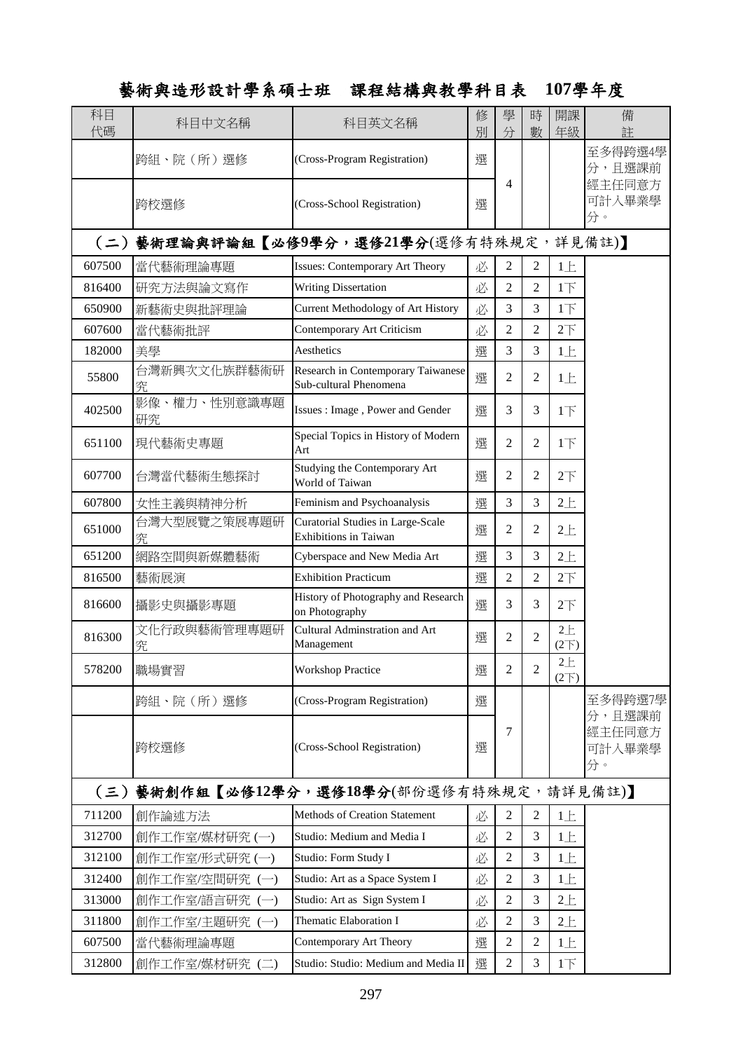# 藝術與造形設計學系碩士班　課程結構與教學科目表　107學年度

| 科目代碼 | 科目中文名稱 | 科目英文名稱 | 修別 | 學分 | 時數 | 開課年級 | 備註 |
|---|---|---|---|---|---|---|---|
| | 跨組、院（所）選修 | (Cross-Program Registration) | 選 | 4 | | | 至多得跨選4學分，且選課前經主任同意方可計入畢業學分。 |
| | 跨校選修 | (Cross-School Registration) | 選 | | | | |
| **（二）藝術理論與評論組【必修9學分，選修21學分(選修有特殊規定，詳見備註)】** | | | | | | | |
| 607500 | 當代藝術理論專題 | Issues: Contemporary Art Theory | 必 | 2 | 2 | 1上 | |
| 816400 | 研究方法與論文寫作 | Writing Dissertation | 必 | 2 | 2 | 1下 | |
| 650900 | 新藝術史與批評理論 | Current Methodology of Art History | 必 | 3 | 3 | 1下 | |
| 607600 | 當代藝術批評 | Contemporary Art Criticism | 必 | 2 | 2 | 2下 | |
| 182000 | 美學 | Aesthetics | 選 | 3 | 3 | 1上 | |
| 55800 | 台灣新興次文化族群藝術研究 | Research in Contemporary Taiwanese Sub-cultural Phenomena | 選 | 2 | 2 | 1上 | |
| 402500 | 影像、權力、性別意識專題研究 | Issues : Image , Power and Gender | 選 | 3 | 3 | 1下 | |
| 651100 | 現代藝術史專題 | Special Topics in History of Modern Art | 選 | 2 | 2 | 1下 | |
| 607700 | 台灣當代藝術生態探討 | Studying the Contemporary Art World of Taiwan | 選 | 2 | 2 | 2下 | |
| 607800 | 女性主義與精神分析 | Feminism and Psychoanalysis | 選 | 3 | 3 | 2上 | |
| 651000 | 台灣大型展覽之策展專題研究 | Curatorial Studies in Large-Scale Exhibitions in Taiwan | 選 | 2 | 2 | 2上 | |
| 651200 | 網路空間與新媒體藝術 | Cyberspace and New Media Art | 選 | 3 | 3 | 2上 | |
| 816500 | 藝術展演 | Exhibition Practicum | 選 | 2 | 2 | 2下 | |
| 816600 | 攝影史與攝影專題 | History of Photography and Research on Photography | 選 | 3 | 3 | 2下 | |
| 816300 | 文化行政與藝術管理專題研究 | Cultural Adminstration and Art Management | 選 | 2 | 2 | 2上(2下) | |
| 578200 | 職場實習 | Workshop Practice | 選 | 2 | 2 | 2上(2下) | |
| | 跨組、院（所）選修 | (Cross-Program Registration) | 選 | 7 | | | 至多得跨選7學分，且選課前經主任同意方可計入畢業學分。 |
| | 跨校選修 | (Cross-School Registration) | 選 | | | | |
| **（三）藝術創作組【必修12學分，選修18學分(部份選修有特殊規定，請詳見備註)】** | | | | | | | |
| 711200 | 創作論述方法 | Methods of Creation Statement | 必 | 2 | 2 | 1上 | |
| 312700 | 創作工作室/媒材研究 (一) | Studio: Medium and Media I | 必 | 2 | 3 | 1上 | |
| 312100 | 創作工作室/形式研究 (一) | Studio: Form Study I | 必 | 2 | 3 | 1上 | |
| 312400 | 創作工作室/空間研究 (一) | Studio: Art as a Space System I | 必 | 2 | 3 | 1上 | |
| 313000 | 創作工作室/語言研究 (一) | Studio: Art as Sign System I | 必 | 2 | 3 | 2上 | |
| 311800 | 創作工作室/主題研究 (一) | Thematic Elaboration I | 必 | 2 | 3 | 2上 | |
| 607500 | 當代藝術理論專題 | Contemporary Art Theory | 選 | 2 | 2 | 1上 | |
| 312800 | 創作工作室/媒材研究 (二) | Studio: Studio: Medium and Media II | 選 | 2 | 3 | 1下 | |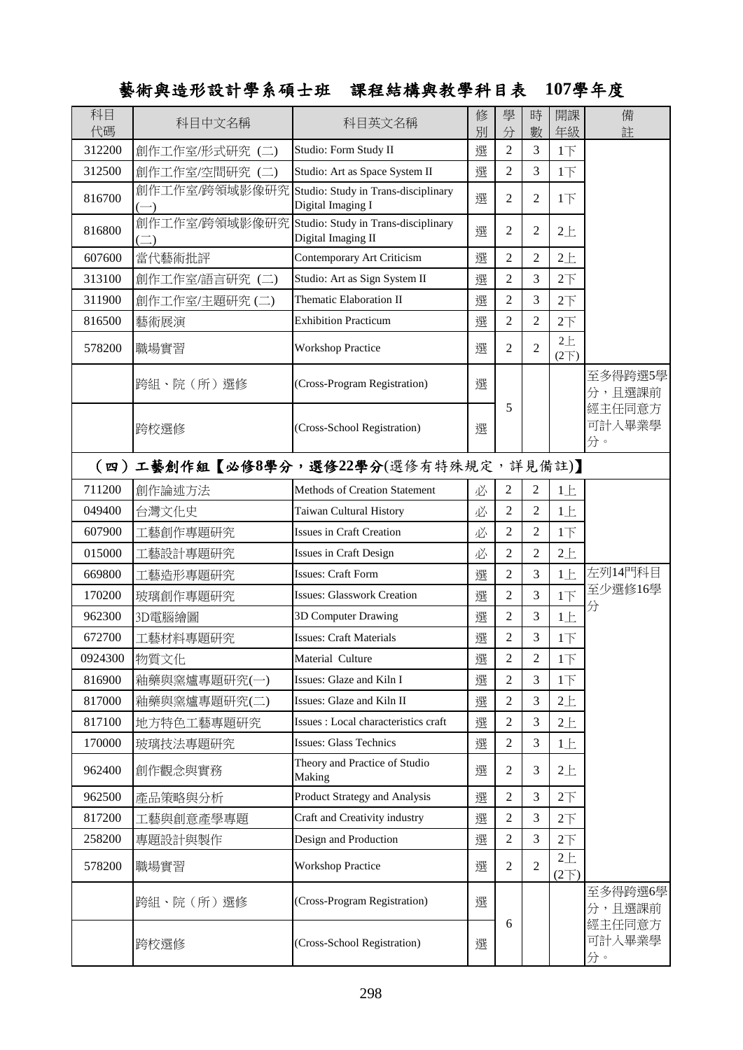# 藝術與造形設計學系碩士班　課程結構與教學科目表　107學年度

| 科目代碼 | 科目中文名稱 | 科目英文名稱 | 修別 | 學分 | 時數 | 開課年級 | 備註 |
|---|---|---|---|---|---|---|---|
| 312200 | 創作工作室/形式研究 (二) | Studio: Form Study II | 選 | 2 | 3 | 1下 | |
| 312500 | 創作工作室/空間研究 (二) | Studio: Art as Space System II | 選 | 2 | 3 | 1下 | |
| 816700 | 創作工作室/跨領域影像研究(一) | Studio: Study in Trans-disciplinary Digital Imaging I | 選 | 2 | 2 | 1下 | |
| 816800 | 創作工作室/跨領域影像研究(二) | Studio: Study in Trans-disciplinary Digital Imaging II | 選 | 2 | 2 | 2上 | |
| 607600 | 當代藝術批評 | Contemporary Art Criticism | 選 | 2 | 2 | 2上 | |
| 313100 | 創作工作室/語言研究 (二) | Studio: Art as Sign System II | 選 | 2 | 3 | 2下 | |
| 311900 | 創作工作室/主題研究 (二) | Thematic Elaboration II | 選 | 2 | 3 | 2下 | |
| 816500 | 藝術展演 | Exhibition Practicum | 選 | 2 | 2 | 2下 | |
| 578200 | 職場實習 | Workshop Practice | 選 | 2 | 2 | 2上(2下) | |
| | 跨組、院（所）選修 | (Cross-Program Registration) | 選 | 5 | | | 至多得跨選5學分，且選課前經主任同意方可計入畢業學分。 |
| | 跨校選修 | (Cross-School Registration) | 選 | | | | |
| **（四）工藝創作組【必修8學分，選修22學分(選修有特殊規定，詳見備註)】** | | | | | | | |
| 711200 | 創作論述方法 | Methods of Creation Statement | 必 | 2 | 2 | 1上 | |
| 049400 | 台灣文化史 | Taiwan Cultural History | 必 | 2 | 2 | 1上 | |
| 607900 | 工藝創作專題研究 | Issues in Craft Creation | 必 | 2 | 2 | 1下 | |
| 015000 | 工藝設計專題研究 | Issues in Craft Design | 必 | 2 | 2 | 2上 | |
| 669800 | 工藝造形專題研究 | Issues: Craft Form | 選 | 2 | 3 | 1上 | 左列14門科目至少選修16學分 |
| 170200 | 玻璃創作專題研究 | Issues: Glasswork Creation | 選 | 2 | 3 | 1下 | |
| 962300 | 3D電腦繪圖 | 3D Computer Drawing | 選 | 2 | 3 | 1上 | |
| 672700 | 工藝材料專題研究 | Issues: Craft Materials | 選 | 2 | 3 | 1下 | |
| 0924300 | 物質文化 | Material Culture | 選 | 2 | 2 | 1下 | |
| 816900 | 釉藥與窯爐專題研究(一) | Issues: Glaze and Kiln I | 選 | 2 | 3 | 1下 | |
| 817000 | 釉藥與窯爐專題研究(二) | Issues: Glaze and Kiln II | 選 | 2 | 3 | 2上 | |
| 817100 | 地方特色工藝專題研究 | Issues : Local characteristics craft | 選 | 2 | 3 | 2上 | |
| 170000 | 玻璃技法專題研究 | Issues: Glass Technics | 選 | 2 | 3 | 1上 | |
| 962400 | 創作觀念與實務 | Theory and Practice of Studio Making | 選 | 2 | 3 | 2上 | |
| 962500 | 產品策略與分析 | Product Strategy and Analysis | 選 | 2 | 3 | 2下 | |
| 817200 | 工藝與創意產學專題 | Craft and Creativity industry | 選 | 2 | 3 | 2下 | |
| 258200 | 專題設計與製作 | Design and Production | 選 | 2 | 3 | 2下 | |
| 578200 | 職場實習 | Workshop Practice | 選 | 2 | 2 | 2上(2下) | |
| | 跨組、院（所）選修 | (Cross-Program Registration) | 選 | 6 | | | 至多得跨選6學分，且選課前經主任同意方可計入畢業學分。 |
| | 跨校選修 | (Cross-School Registration) | 選 | | | | |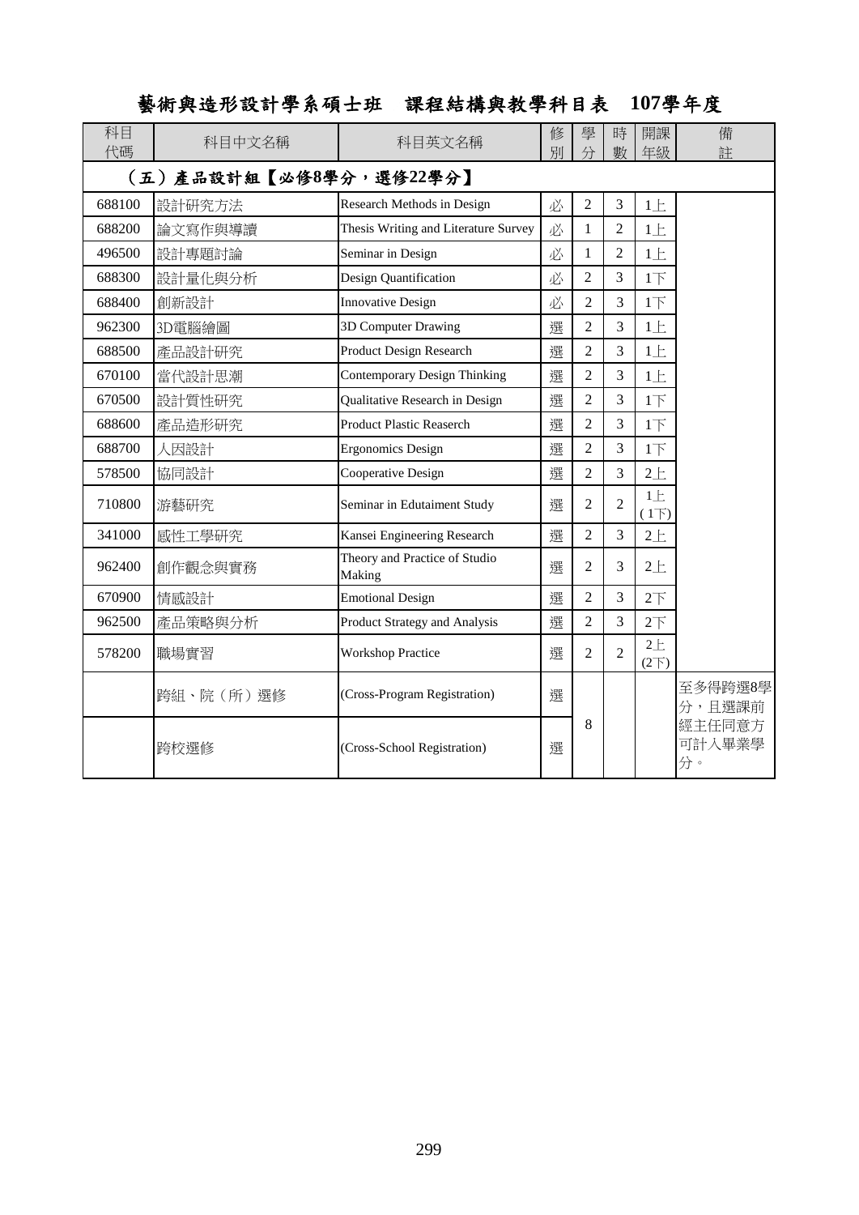# 藝術與造形設計學系碩士班　課程結構與教學科目表　107學年度

| 科目代碼 | 科目中文名稱 | 科目英文名稱 | 修別 | 學分 | 時數 | 開課年級 | 備註 |
|---|---|---|---|---|---|---|---|
| **（五）產品設計組【必修8學分，選修22學分】** | | | | | | | |
| 688100 | 設計研究方法 | Research Methods in Design | 必 | 2 | 3 | 1上 | |
| 688200 | 論文寫作與導讀 | Thesis Writing and Literature Survey | 必 | 1 | 2 | 1上 | |
| 496500 | 設計專題討論 | Seminar in Design | 必 | 1 | 2 | 1上 | |
| 688300 | 設計量化與分析 | Design Quantification | 必 | 2 | 3 | 1下 | |
| 688400 | 創新設計 | Innovative Design | 必 | 2 | 3 | 1下 | |
| 962300 | 3D電腦繪圖 | 3D Computer Drawing | 選 | 2 | 3 | 1上 | |
| 688500 | 產品設計研究 | Product Design Research | 選 | 2 | 3 | 1上 | |
| 670100 | 當代設計思潮 | Contemporary Design Thinking | 選 | 2 | 3 | 1上 | |
| 670500 | 設計質性研究 | Qualitative Research in Design | 選 | 2 | 3 | 1下 | |
| 688600 | 產品造形研究 | Product Plastic Reaserch | 選 | 2 | 3 | 1下 | |
| 688700 | 人因設計 | Ergonomics Design | 選 | 2 | 3 | 1下 | |
| 578500 | 協同設計 | Cooperative Design | 選 | 2 | 3 | 2上 | |
| 710800 | 游藝研究 | Seminar in Edutaiment Study | 選 | 2 | 2 | 1上 (1下) | |
| 341000 | 感性工學研究 | Kansei Engineering Research | 選 | 2 | 3 | 2上 | |
| 962400 | 創作觀念與實務 | Theory and Practice of Studio Making | 選 | 2 | 3 | 2上 | |
| 670900 | 情感設計 | Emotional Design | 選 | 2 | 3 | 2下 | |
| 962500 | 產品策略與分析 | Product Strategy and Analysis | 選 | 2 | 3 | 2下 | |
| 578200 | 職場實習 | Workshop Practice | 選 | 2 | 2 | 2上 (2下) | |
| | 跨組、院（所）選修 | (Cross-Program Registration) | 選 | 8 | | | 至多得跨選8學分，且選課前經主任同意方可計入畢業學分。 |
| | 跨校選修 | (Cross-School Registration) | 選 | | | | |